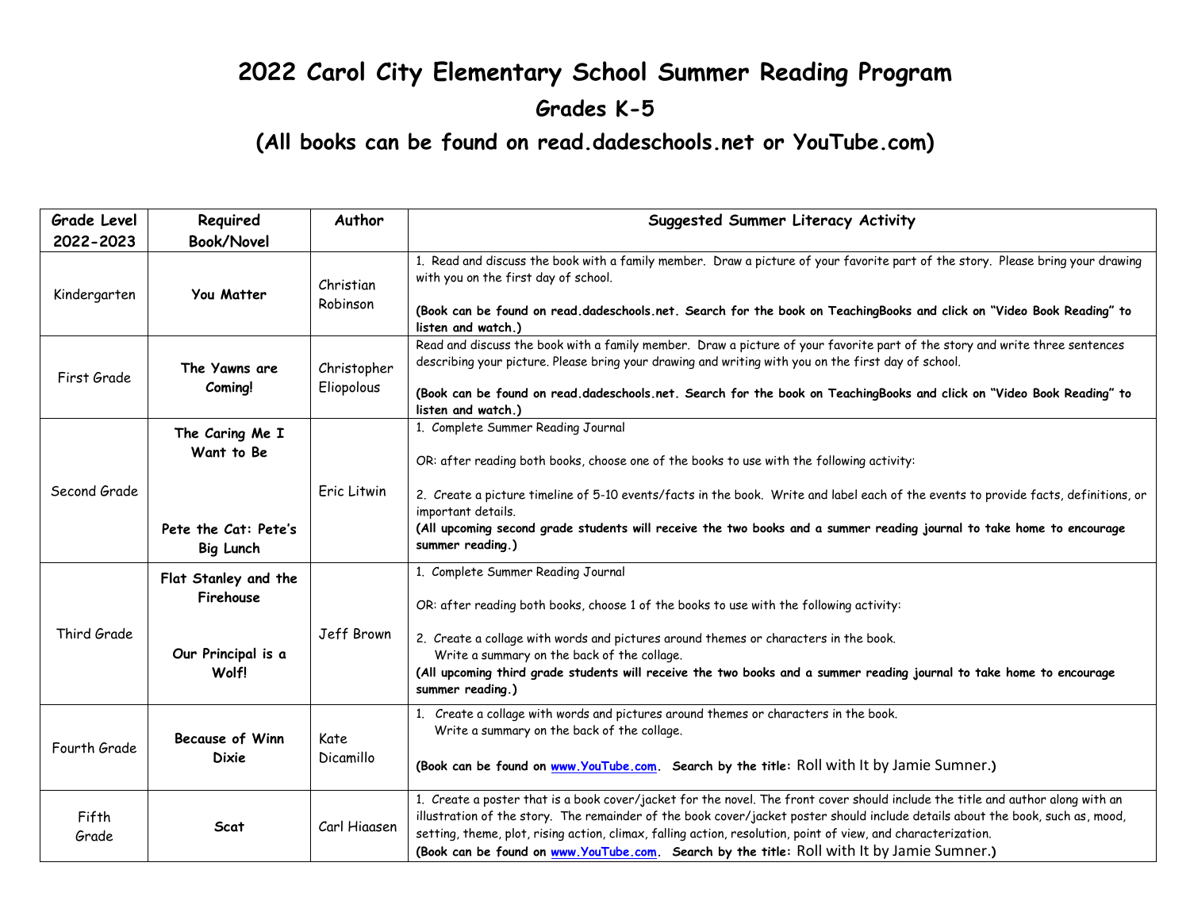# 2022 Carol City Elementary School Summer Reading Program

## Grades K-5

## (All books can be found on read.dadeschools.net or YouTube.com)

| Grade Level 2022-2023 | Required Book/Novel | Author | Suggested Summer Literacy Activity |
|---|---|---|---|
| Kindergarten | **You Matter** | Christian Robinson | 1. Read and discuss the book with a family member. Draw a picture of your favorite part of the story. Please bring your drawing with you on the first day of school.<br><br>**(Book can be found on read.dadeschools.net. Search for the book on TeachingBooks and click on "Video Book Reading" to listen and watch.)** |
| First Grade | **The Yawns are Coming!** | Christopher Eliopolous | Read and discuss the book with a family member. Draw a picture of your favorite part of the story and write three sentences describing your picture. Please bring your drawing and writing with you on the first day of school.<br><br>**(Book can be found on read.dadeschools.net. Search for the book on TeachingBooks and click on "Video Book Reading" to listen and watch.)** |
| Second Grade | **The Caring Me I Want to Be**<br><br>**Pete the Cat: Pete's Big Lunch** | Eric Litwin | 1. Complete Summer Reading Journal<br><br>OR: after reading both books, choose one of the books to use with the following activity:<br><br>2. Create a picture timeline of 5-10 events/facts in the book. Write and label each of the events to provide facts, definitions, or important details.<br>**(All upcoming second grade students will receive the two books and a summer reading journal to take home to encourage summer reading.)** |
| Third Grade | **Flat Stanley and the Firehouse**<br><br>**Our Principal is a Wolf!** | Jeff Brown | 1. Complete Summer Reading Journal<br><br>OR: after reading both books, choose 1 of the books to use with the following activity:<br><br>2. Create a collage with words and pictures around themes or characters in the book. Write a summary on the back of the collage.<br>**(All upcoming third grade students will receive the two books and a summer reading journal to take home to encourage summer reading.)** |
| Fourth Grade | **Because of Winn Dixie** | Kate Dicamillo | 1. Create a collage with words and pictures around themes or characters in the book. Write a summary on the back of the collage.<br><br>**(Book can be found on www.YouTube.com. Search by the title:** Roll with It by Jamie Sumner.**)** |
| Fifth Grade | **Scat** | Carl Hiaasen | 1. Create a poster that is a book cover/jacket for the novel. The front cover should include the title and author along with an illustration of the story. The remainder of the book cover/jacket poster should include details about the book, such as, mood, setting, theme, plot, rising action, climax, falling action, resolution, point of view, and characterization.<br>**(Book can be found on www.YouTube.com. Search by the title:** Roll with It by Jamie Sumner.**)** |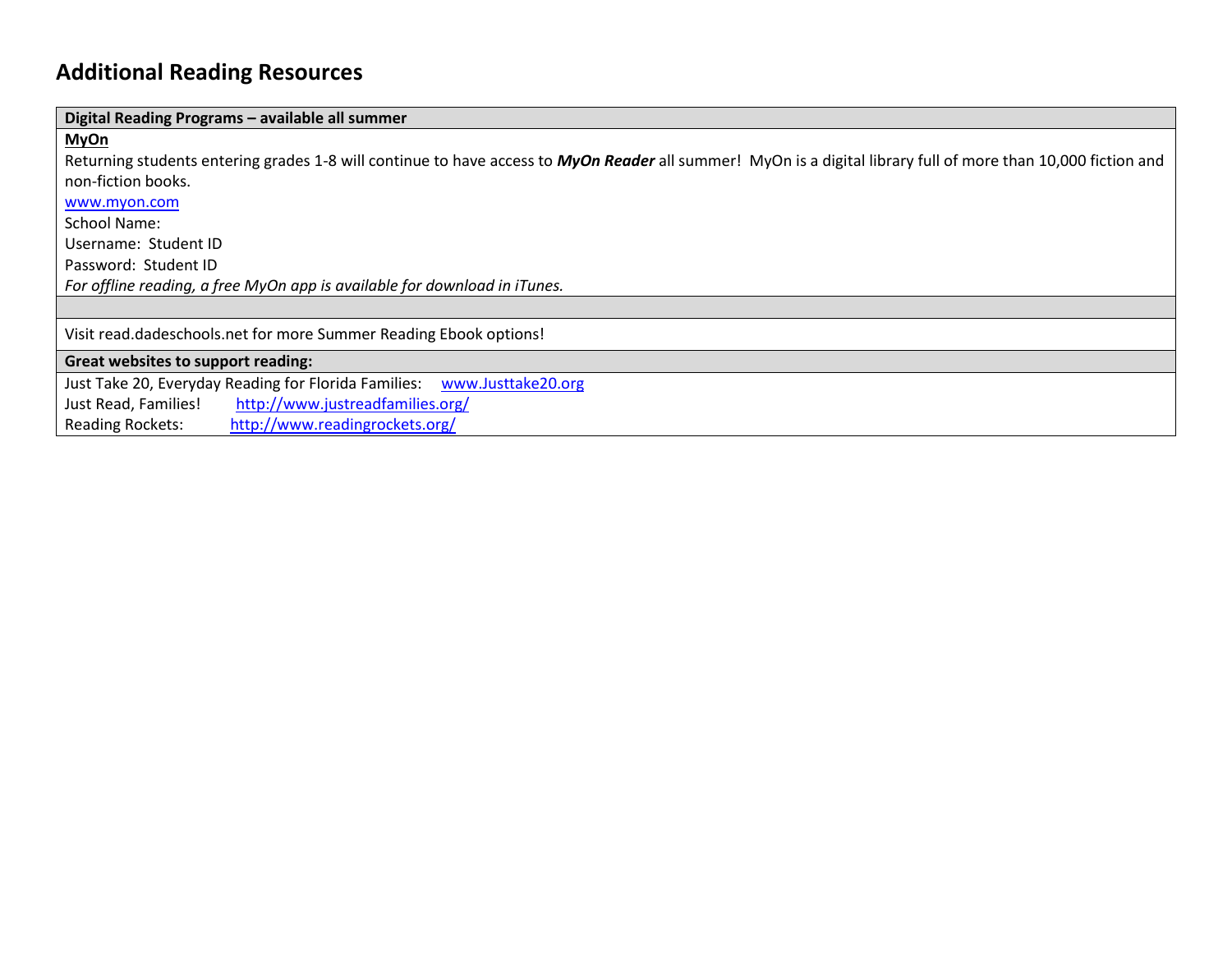## Additional Reading Resources

| |
|---|
| **Digital Reading Programs – available all summer** |
| **MyOn**<br>Returning students entering grades 1-8 will continue to have access to ***MyOn Reader*** all summer! MyOn is a digital library full of more than 10,000 fiction and non-fiction books.<br>www.myon.com<br>School Name:<br>Username: Student ID<br>Password: Student ID<br>*For offline reading, a free MyOn app is available for download in iTunes.* |
| |
| Visit read.dadeschools.net for more Summer Reading Ebook options! |
| **Great websites to support reading:** |
| Just Take 20, Everyday Reading for Florida Families: www.Justtake20.org<br>Just Read, Families! http://www.justreadfamilies.org/<br>Reading Rockets: http://www.readingrockets.org/ |